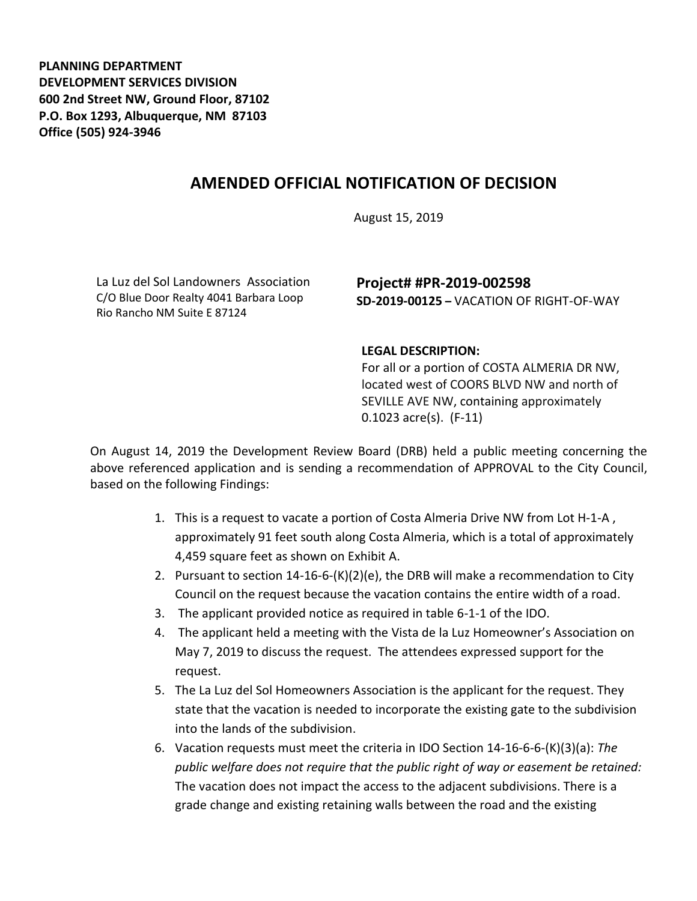**PLANNING DEPARTMENT**
**DEVELOPMENT SERVICES DIVISION**
**600 2nd Street NW, Ground Floor, 87102**
**P.O. Box 1293, Albuquerque, NM 87103**
**Office (505) 924-3946**

# AMENDED OFFICIAL NOTIFICATION OF DECISION

August 15, 2019

La Luz del Sol Landowners Association
C/O Blue Door Realty 4041 Barbara Loop
Rio Rancho NM Suite E 87124

**Project# #PR-2019-002598**
**SD-2019-00125 –** VACATION OF RIGHT-OF-WAY

**LEGAL DESCRIPTION:**
For all or a portion of COSTA ALMERIA DR NW, located west of COORS BLVD NW and north of SEVILLE AVE NW, containing approximately 0.1023 acre(s). (F-11)

On August 14, 2019 the Development Review Board (DRB) held a public meeting concerning the above referenced application and is sending a recommendation of APPROVAL to the City Council, based on the following Findings:

1. This is a request to vacate a portion of Costa Almeria Drive NW from Lot H-1-A , approximately 91 feet south along Costa Almeria, which is a total of approximately 4,459 square feet as shown on Exhibit A.
2. Pursuant to section 14-16-6-(K)(2)(e), the DRB will make a recommendation to City Council on the request because the vacation contains the entire width of a road.
3. The applicant provided notice as required in table 6-1-1 of the IDO.
4. The applicant held a meeting with the Vista de la Luz Homeowner's Association on May 7, 2019 to discuss the request. The attendees expressed support for the request.
5. The La Luz del Sol Homeowners Association is the applicant for the request. They state that the vacation is needed to incorporate the existing gate to the subdivision into the lands of the subdivision.
6. Vacation requests must meet the criteria in IDO Section 14-16-6-6-(K)(3)(a): *The public welfare does not require that the public right of way or easement be retained:* The vacation does not impact the access to the adjacent subdivisions. There is a grade change and existing retaining walls between the road and the existing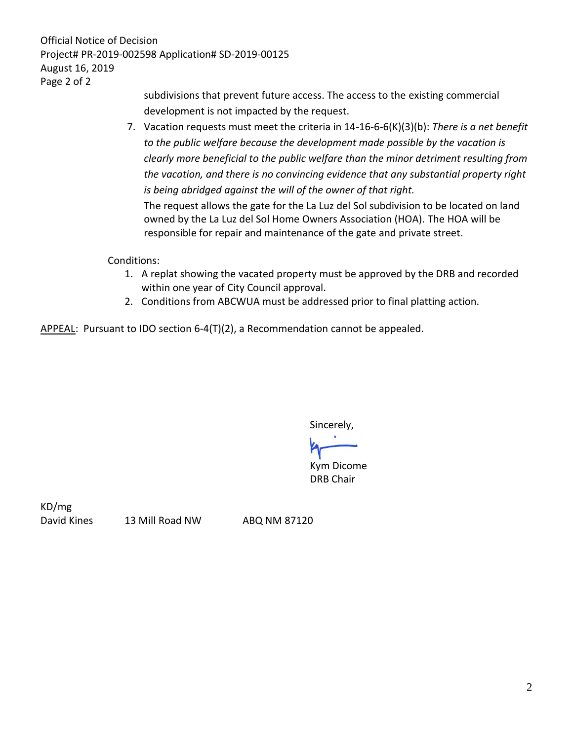subdivisions that prevent future access. The access to the existing commercial development is not impacted by the request.

7. Vacation requests must meet the criteria in 14-16-6-6(K)(3)(b): *There is a net benefit to the public welfare because the development made possible by the vacation is clearly more beneficial to the public welfare than the minor detriment resulting from the vacation, and there is no convincing evidence that any substantial property right is being abridged against the will of the owner of that right.*

   The request allows the gate for the La Luz del Sol subdivision to be located on land owned by the La Luz del Sol Home Owners Association (HOA). The HOA will be responsible for repair and maintenance of the gate and private street.

Conditions:

1. A replat showing the vacated property must be approved by the DRB and recorded within one year of City Council approval.
2. Conditions from ABCWUA must be addressed prior to final platting action.

APPEAL: Pursuant to IDO section 6-4(T)(2), a Recommendation cannot be appealed.

Sincerely,

Kym Dicome
DRB Chair

KD/mg

David Kines 13 Mill Road NW ABQ NM 87120